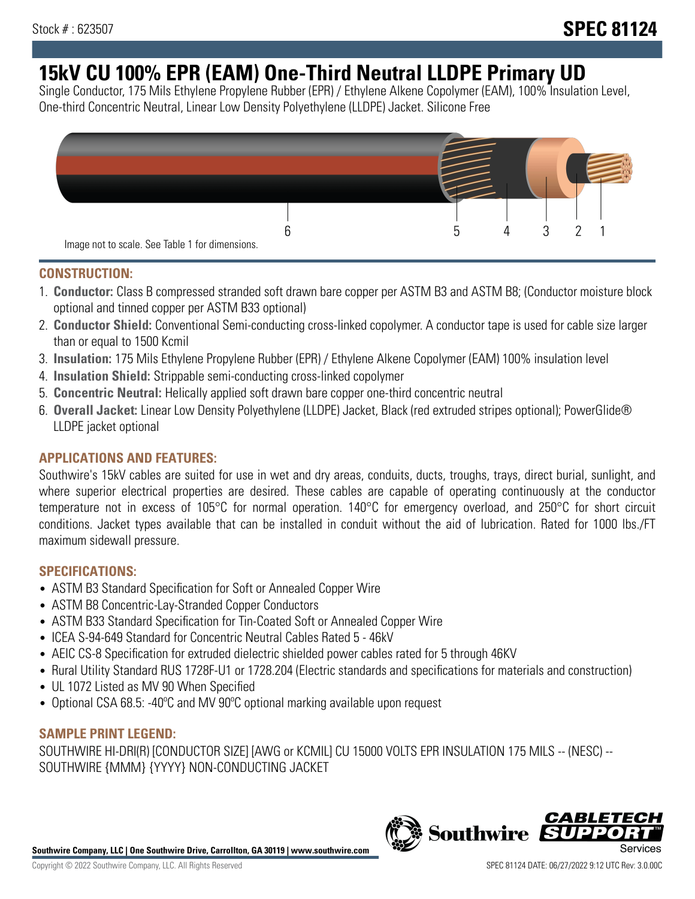Stock # : 623507

# SPEC 81124

# 15kV CU 100% EPR (EAM) One-Third Neutral LLDPE Primary UD

Single Conductor, 175 Mils Ethylene Propylene Rubber (EPR) / Ethylene Alkene Copolymer (EAM), 100% Insulation Level, One-third Concentric Neutral, Linear Low Density Polyethylene (LLDPE) Jacket. Silicone Free

6 5 4 3 2 1

Image not to scale. See Table 1 for dimensions.

## CONSTRUCTION:

1. **Conductor:** Class B compressed stranded soft drawn bare copper per ASTM B3 and ASTM B8; (Conductor moisture block optional and tinned copper per ASTM B33 optional)
2. **Conductor Shield:** Conventional Semi-conducting cross-linked copolymer. A conductor tape is used for cable size larger than or equal to 1500 Kcmil
3. **Insulation:** 175 Mils Ethylene Propylene Rubber (EPR) / Ethylene Alkene Copolymer (EAM) 100% insulation level
4. **Insulation Shield:** Strippable semi-conducting cross-linked copolymer
5. **Concentric Neutral:** Helically applied soft drawn bare copper one-third concentric neutral
6. **Overall Jacket:** Linear Low Density Polyethylene (LLDPE) Jacket, Black (red extruded stripes optional); PowerGlide® LLDPE jacket optional

## APPLICATIONS AND FEATURES:

Southwire's 15kV cables are suited for use in wet and dry areas, conduits, ducts, troughs, trays, direct burial, sunlight, and where superior electrical properties are desired. These cables are capable of operating continuously at the conductor temperature not in excess of 105°C for normal operation. 140°C for emergency overload, and 250°C for short circuit conditions. Jacket types available that can be installed in conduit without the aid of lubrication. Rated for 1000 lbs./FT maximum sidewall pressure.

## SPECIFICATIONS:

- ASTM B3 Standard Specification for Soft or Annealed Copper Wire
- ASTM B8 Concentric-Lay-Stranded Copper Conductors
- ASTM B33 Standard Specification for Tin-Coated Soft or Annealed Copper Wire
- ICEA S-94-649 Standard for Concentric Neutral Cables Rated 5 - 46kV
- AEIC CS-8 Specification for extruded dielectric shielded power cables rated for 5 through 46KV
- Rural Utility Standard RUS 1728F-U1 or 1728.204 (Electric standards and specifications for materials and construction)
- UL 1072 Listed as MV 90 When Specified
- Optional CSA 68.5: -40ºC and MV 90ºC optional marking available upon request

## SAMPLE PRINT LEGEND:

SOUTHWIRE HI-DRI(R) [CONDUCTOR SIZE] [AWG or KCMIL] CU 15000 VOLTS EPR INSULATION 175 MILS -- (NESC) -- SOUTHWIRE {MMM} {YYYY} NON-CONDUCTING JACKET

**Southwire Company, LLC | One Southwire Drive, Carrollton, GA 30119 | www.southwire.com**

Copyright © 2022 Southwire Company, LLC. All Rights Reserved

SPEC 81124 DATE: 06/27/2022 9:12 UTC Rev: 3.0.00C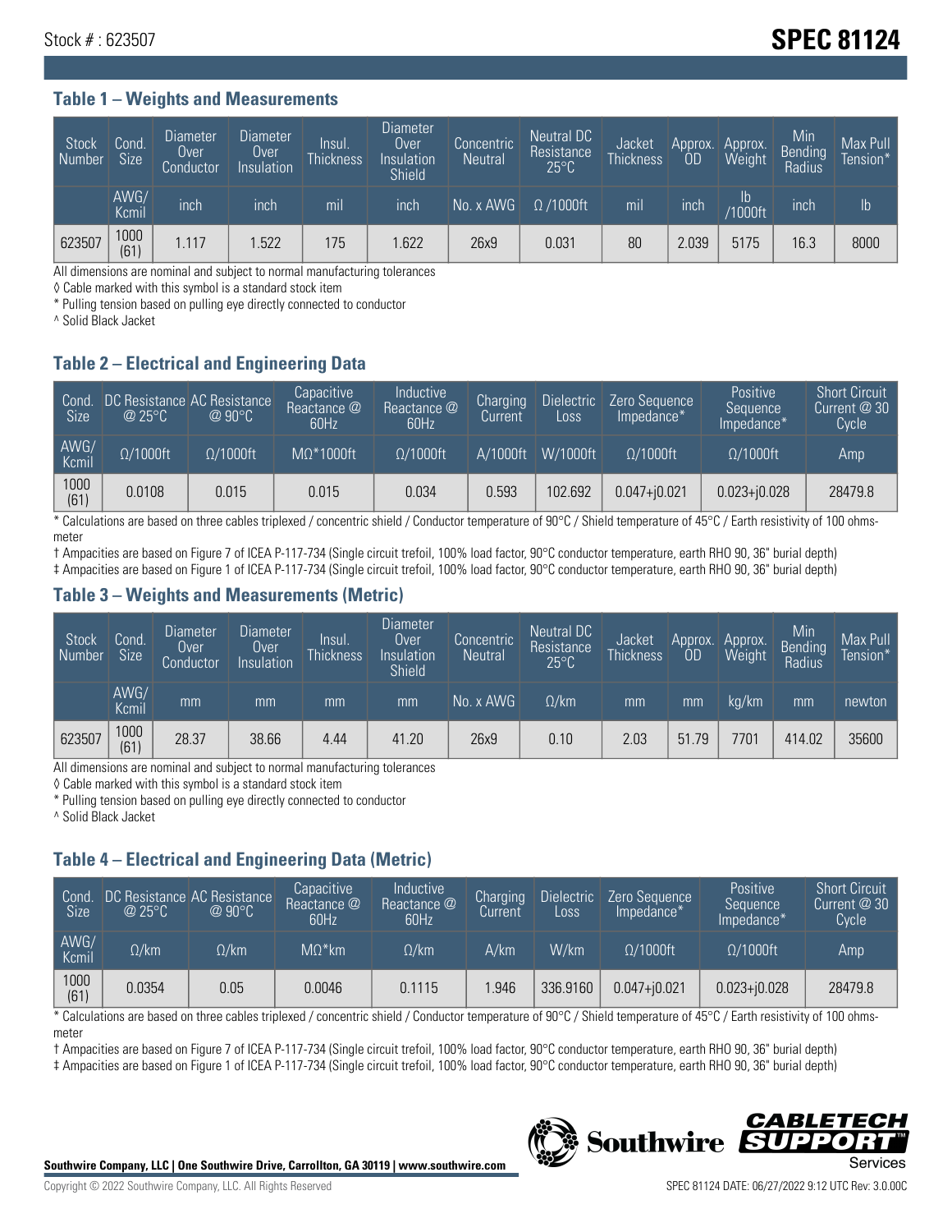Stock # : 623507

# SPEC 81124

### Table 1 – Weights and Measurements

| Stock Number | Cond. Size | Diameter Over Conductor | Diameter Over Insulation | Insul. Thickness | Diameter Over Insulation Shield | Concentric Neutral | Neutral DC Resistance 25°C | Jacket Thickness | Approx. OD | Approx. Weight | Min Bending Radius | Max Pull Tension* |
|---|---|---|---|---|---|---|---|---|---|---|---|---|
| | AWG/ Kcmil | inch | inch | mil | inch | No. x AWG | Ω /1000ft | mil | inch | lb /1000ft | inch | lb |
| 623507 | 1000 (61) | 1.117 | 1.522 | 175 | 1.622 | 26x9 | 0.031 | 80 | 2.039 | 5175 | 16.3 | 8000 |

All dimensions are nominal and subject to normal manufacturing tolerances

◊ Cable marked with this symbol is a standard stock item

* Pulling tension based on pulling eye directly connected to conductor

^ Solid Black Jacket

### Table 2 – Electrical and Engineering Data

| Cond. Size | DC Resistance @ 25°C | AC Resistance @ 90°C | Capacitive Reactance @ 60Hz | Inductive Reactance @ 60Hz | Charging Current | Dielectric Loss | Zero Sequence Impedance* | Positive Sequence Impedance* | Short Circuit Current @ 30 Cycle |
|---|---|---|---|---|---|---|---|---|---|
| AWG/ Kcmil | Ω/1000ft | Ω/1000ft | MΩ*1000ft | Ω/1000ft | A/1000ft | W/1000ft | Ω/1000ft | Ω/1000ft | Amp |
| 1000 (61) | 0.0108 | 0.015 | 0.015 | 0.034 | 0.593 | 102.692 | 0.047+j0.021 | 0.023+j0.028 | 28479.8 |

* Calculations are based on three cables triplexed / concentric shield / Conductor temperature of 90°C / Shield temperature of 45°C / Earth resistivity of 100 ohms-meter

† Ampacities are based on Figure 7 of ICEA P-117-734 (Single circuit trefoil, 100% load factor, 90°C conductor temperature, earth RHO 90, 36" burial depth)

‡ Ampacities are based on Figure 1 of ICEA P-117-734 (Single circuit trefoil, 100% load factor, 90°C conductor temperature, earth RHO 90, 36" burial depth)

### Table 3 – Weights and Measurements (Metric)

| Stock Number | Cond. Size | Diameter Over Conductor | Diameter Over Insulation | Insul. Thickness | Diameter Over Insulation Shield | Concentric Neutral | Neutral DC Resistance 25°C | Jacket Thickness | Approx. OD | Approx. Weight | Min Bending Radius | Max Pull Tension* |
|---|---|---|---|---|---|---|---|---|---|---|---|---|
| | AWG/ Kcmil | mm | mm | mm | mm | No. x AWG | Ω/km | mm | mm | kg/km | mm | newton |
| 623507 | 1000 (61) | 28.37 | 38.66 | 4.44 | 41.20 | 26x9 | 0.10 | 2.03 | 51.79 | 7701 | 414.02 | 35600 |

All dimensions are nominal and subject to normal manufacturing tolerances

◊ Cable marked with this symbol is a standard stock item

* Pulling tension based on pulling eye directly connected to conductor

^ Solid Black Jacket

### Table 4 – Electrical and Engineering Data (Metric)

| Cond. Size | DC Resistance @ 25°C | AC Resistance @ 90°C | Capacitive Reactance @ 60Hz | Inductive Reactance @ 60Hz | Charging Current | Dielectric Loss | Zero Sequence Impedance* | Positive Sequence Impedance* | Short Circuit Current @ 30 Cycle |
|---|---|---|---|---|---|---|---|---|---|
| AWG/ Kcmil | Ω/km | Ω/km | MΩ*km | Ω/km | A/km | W/km | Ω/1000ft | Ω/1000ft | Amp |
| 1000 (61) | 0.0354 | 0.05 | 0.0046 | 0.1115 | 1.946 | 336.9160 | 0.047+j0.021 | 0.023+j0.028 | 28479.8 |

* Calculations are based on three cables triplexed / concentric shield / Conductor temperature of 90°C / Shield temperature of 45°C / Earth resistivity of 100 ohms-meter

† Ampacities are based on Figure 7 of ICEA P-117-734 (Single circuit trefoil, 100% load factor, 90°C conductor temperature, earth RHO 90, 36" burial depth)

‡ Ampacities are based on Figure 1 of ICEA P-117-734 (Single circuit trefoil, 100% load factor, 90°C conductor temperature, earth RHO 90, 36" burial depth)

**Southwire Company, LLC | One Southwire Drive, Carrollton, GA 30119 | www.southwire.com**

Copyright © 2022 Southwire Company, LLC. All Rights Reserved

SPEC 81124 DATE: 06/27/2022 9:12 UTC Rev: 3.0.00C